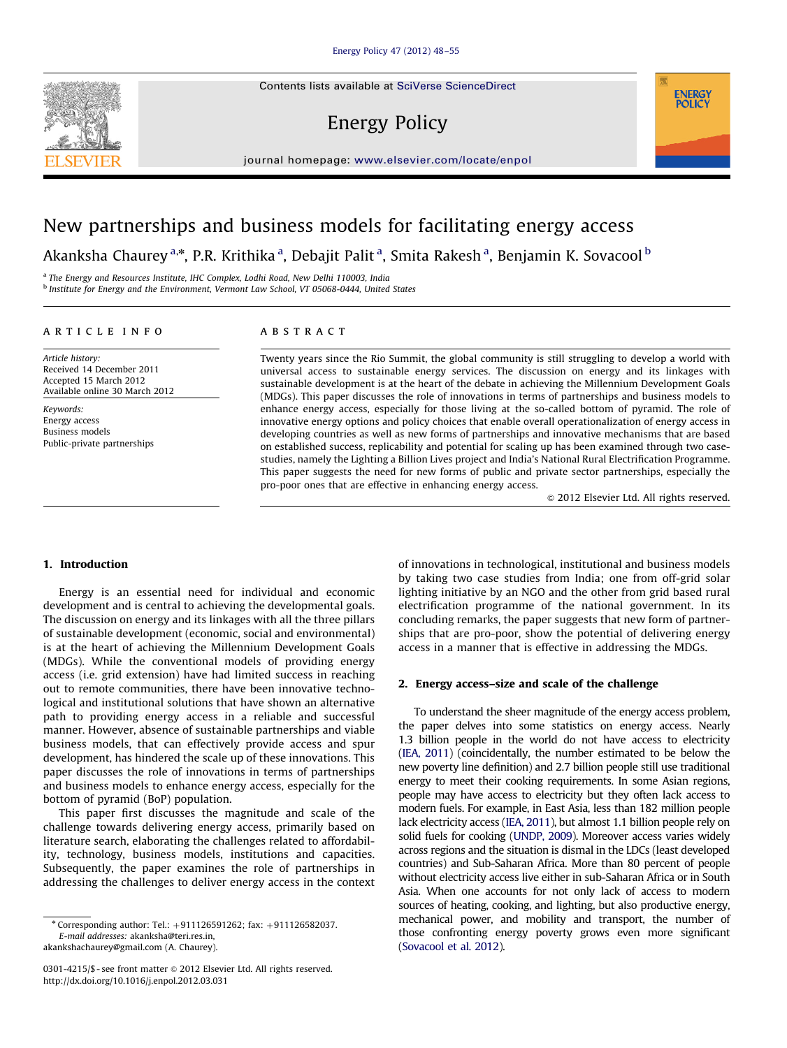Contents lists available at SciVerse ScienceDirect

# Energy Policy

journal homepage: www.elsevier.com/locate/enpol

# New partnerships and business models for facilitating energy access

Akanksha Chaurey [a,*], P.R. Krithika [a], Debajit Palit [a], Smita Rakesh [a], Benjamin K. Sovacool [b]

[a] The Energy and Resources Institute, IHC Complex, Lodhi Road, New Delhi 110003, India
[b] Institute for Energy and the Environment, Vermont Law School, VT 05068-0444, United States

**ARTICLE INFO**

*Article history:*
Received 14 December 2011
Accepted 15 March 2012
Available online 30 March 2012

*Keywords:*
Energy access
Business models
Public-private partnerships

**ABSTRACT**

Twenty years since the Rio Summit, the global community is still struggling to develop a world with universal access to sustainable energy services. The discussion on energy and its linkages with sustainable development is at the heart of the debate in achieving the Millennium Development Goals (MDGs). This paper discusses the role of innovations in terms of partnerships and business models to enhance energy access, especially for those living at the so-called bottom of pyramid. The role of innovative energy options and policy choices that enable overall operationalization of energy access in developing countries as well as new forms of partnerships and innovative mechanisms that are based on established success, replicability and potential for scaling up has been examined through two case-studies, namely the Lighting a Billion Lives project and India's National Rural Electrification Programme. This paper suggests the need for new forms of public and private sector partnerships, especially the pro-poor ones that are effective in enhancing energy access.

© 2012 Elsevier Ltd. All rights reserved.

## 1. Introduction

Energy is an essential need for individual and economic development and is central to achieving the developmental goals. The discussion on energy and its linkages with all the three pillars of sustainable development (economic, social and environmental) is at the heart of achieving the Millennium Development Goals (MDGs). While the conventional models of providing energy access (i.e. grid extension) have had limited success in reaching out to remote communities, there have been innovative technological and institutional solutions that have shown an alternative path to providing energy access in a reliable and successful manner. However, absence of sustainable partnerships and viable business models, that can effectively provide access and spur development, has hindered the scale up of these innovations. This paper discusses the role of innovations in terms of partnerships and business models to enhance energy access, especially for the bottom of pyramid (BoP) population.

This paper first discusses the magnitude and scale of the challenge towards delivering energy access, primarily based on literature search, elaborating the challenges related to affordability, technology, business models, institutions and capacities. Subsequently, the paper examines the role of partnerships in addressing the challenges to deliver energy access in the context of innovations in technological, institutional and business models by taking two case studies from India; one from off-grid solar lighting initiative by an NGO and the other from grid based rural electrification programme of the national government. In its concluding remarks, the paper suggests that new form of partnerships that are pro-poor, show the potential of delivering energy access in a manner that is effective in addressing the MDGs.

## 2. Energy access–size and scale of the challenge

To understand the sheer magnitude of the energy access problem, the paper delves into some statistics on energy access. Nearly 1.3 billion people in the world do not have access to electricity (IEA, 2011) (coincidentally, the number estimated to be below the new poverty line definition) and 2.7 billion people still use traditional energy to meet their cooking requirements. In some Asian regions, people may have access to electricity but they often lack access to modern fuels. For example, in East Asia, less than 182 million people lack electricity access (IEA, 2011), but almost 1.1 billion people rely on solid fuels for cooking (UNDP, 2009). Moreover access varies widely across regions and the situation is dismal in the LDCs (least developed countries) and Sub-Saharan Africa. More than 80 percent of people without electricity access live either in sub-Saharan Africa or in South Asia. When one accounts for not only lack of access to modern sources of heating, cooking, and lighting, but also productive energy, mechanical power, and mobility and transport, the number of those confronting energy poverty grows even more significant (Sovacool et al. 2012).

* Corresponding author: Tel.: +911126591262; fax: +911126582037.
*E-mail addresses:* akanksha@teri.res.in, akankshachaurey@gmail.com (A. Chaurey).

0301-4215/$ - see front matter © 2012 Elsevier Ltd. All rights reserved.
http://dx.doi.org/10.1016/j.enpol.2012.03.031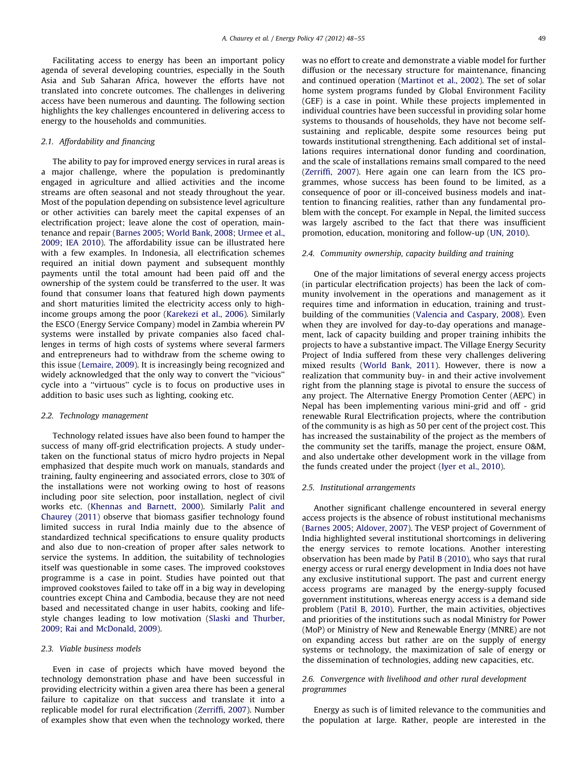Facilitating access to energy has been an important policy agenda of several developing countries, especially in the South Asia and Sub Saharan Africa, however the efforts have not translated into concrete outcomes. The challenges in delivering access have been numerous and daunting. The following section highlights the key challenges encountered in delivering access to energy to the households and communities.

### 2.1. Affordability and financing

The ability to pay for improved energy services in rural areas is a major challenge, where the population is predominantly engaged in agriculture and allied activities and the income streams are often seasonal and not steady throughout the year. Most of the population depending on subsistence level agriculture or other activities can barely meet the capital expenses of an electrification project; leave alone the cost of operation, maintenance and repair (Barnes 2005; World Bank, 2008; Urmee et al., 2009; IEA 2010). The affordability issue can be illustrated here with a few examples. In Indonesia, all electrification schemes required an initial down payment and subsequent monthly payments until the total amount had been paid off and the ownership of the system could be transferred to the user. It was found that consumer loans that featured high down payments and short maturities limited the electricity access only to high-income groups among the poor (Karekezi et al., 2006). Similarly the ESCO (Energy Service Company) model in Zambia wherein PV systems were installed by private companies also faced challenges in terms of high costs of systems where several farmers and entrepreneurs had to withdraw from the scheme owing to this issue (Lemaire, 2009). It is increasingly being recognized and widely acknowledged that the only way to convert the ''vicious'' cycle into a ''virtuous'' cycle is to focus on productive uses in addition to basic uses such as lighting, cooking etc.

### 2.2. Technology management

Technology related issues have also been found to hamper the success of many off-grid electrification projects. A study undertaken on the functional status of micro hydro projects in Nepal emphasized that despite much work on manuals, standards and training, faulty engineering and associated errors, close to 30% of the installations were not working owing to host of reasons including poor site selection, poor installation, neglect of civil works etc. (Khennas and Barnett, 2000). Similarly Palit and Chaurey (2011) observe that biomass gasifier technology found limited success in rural India mainly due to the absence of standardized technical specifications to ensure quality products and also due to non-creation of proper after sales network to service the systems. In addition, the suitability of technologies itself was questionable in some cases. The improved cookstoves programme is a case in point. Studies have pointed out that improved cookstoves failed to take off in a big way in developing countries except China and Cambodia, because they are not need based and necessitated change in user habits, cooking and lifestyle changes leading to low motivation (Slaski and Thurber, 2009; Rai and McDonald, 2009).

### 2.3. Viable business models

Even in case of projects which have moved beyond the technology demonstration phase and have been successful in providing electricity within a given area there has been a general failure to capitalize on that success and translate it into a replicable model for rural electrification (Zerriffi, 2007). Number of examples show that even when the technology worked, there was no effort to create and demonstrate a viable model for further diffusion or the necessary structure for maintenance, financing and continued operation (Martinot et al., 2002). The set of solar home system programs funded by Global Environment Facility (GEF) is a case in point. While these projects implemented in individual countries have been successful in providing solar home systems to thousands of households, they have not become self-sustaining and replicable, despite some resources being put towards institutional strengthening. Each additional set of installations requires international donor funding and coordination, and the scale of installations remains small compared to the need (Zerriffi, 2007). Here again one can learn from the ICS programmes, whose success has been found to be limited, as a consequence of poor or ill-conceived business models and inattention to financing realities, rather than any fundamental problem with the concept. For example in Nepal, the limited success was largely ascribed to the fact that there was insufficient promotion, education, monitoring and follow-up (UN, 2010).

### 2.4. Community ownership, capacity building and training

One of the major limitations of several energy access projects (in particular electrification projects) has been the lack of community involvement in the operations and management as it requires time and information in education, training and trust-building of the communities (Valencia and Caspary, 2008). Even when they are involved for day-to-day operations and management, lack of capacity building and proper training inhibits the projects to have a substantive impact. The Village Energy Security Project of India suffered from these very challenges delivering mixed results (World Bank, 2011). However, there is now a realization that community buy- in and their active involvement right from the planning stage is pivotal to ensure the success of any project. The Alternative Energy Promotion Center (AEPC) in Nepal has been implementing various mini-grid and off - grid renewable Rural Electrification projects, where the contribution of the community is as high as 50 per cent of the project cost. This has increased the sustainability of the project as the members of the community set the tariffs, manage the project, ensure O&M, and also undertake other development work in the village from the funds created under the project (Iyer et al., 2010).

### 2.5. Institutional arrangements

Another significant challenge encountered in several energy access projects is the absence of robust institutional mechanisms (Barnes 2005; Aldover, 2007). The VESP project of Government of India highlighted several institutional shortcomings in delivering the energy services to remote locations. Another interesting observation has been made by Patil B (2010), who says that rural energy access or rural energy development in India does not have any exclusive institutional support. The past and current energy access programs are managed by the energy-supply focused government institutions, whereas energy access is a demand side problem (Patil B, 2010). Further, the main activities, objectives and priorities of the institutions such as nodal Ministry for Power (MoP) or Ministry of New and Renewable Energy (MNRE) are not on expanding access but rather are on the supply of energy systems or technology, the maximization of sale of energy or the dissemination of technologies, adding new capacities, etc.

### 2.6. Convergence with livelihood and other rural development programmes

Energy as such is of limited relevance to the communities and the population at large. Rather, people are interested in the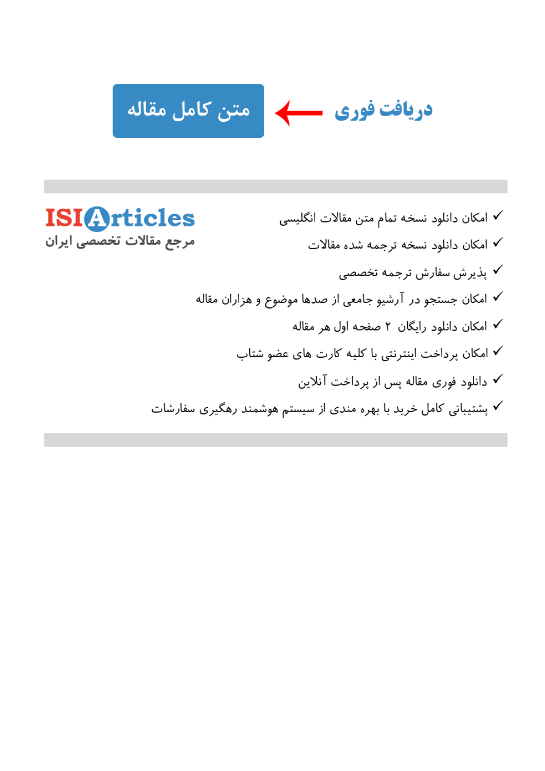**دریافت فوری ← متن کامل مقاله**

**ISIArticles**

مرجع مقالات تخصصی ایران

- ✓ امکان دانلود نسخه تمام متن مقالات انگلیسی
- ✓ امکان دانلود نسخه ترجمه شده مقالات
- ✓ پذیرش سفارش ترجمه تخصصی
- ✓ امکان جستجو در آرشیو جامعی از صدها موضوع و هزاران مقاله
- ✓ امکان دانلود رایگان ۲ صفحه اول هر مقاله
- ✓ امکان پرداخت اینترنتی با کلیه کارت های عضو شتاب
- ✓ دانلود فوری مقاله پس از پرداخت آنلاین
- ✓ پشتیبانی کامل خرید با بهره مندی از سیستم هوشمند رهگیری سفارشات